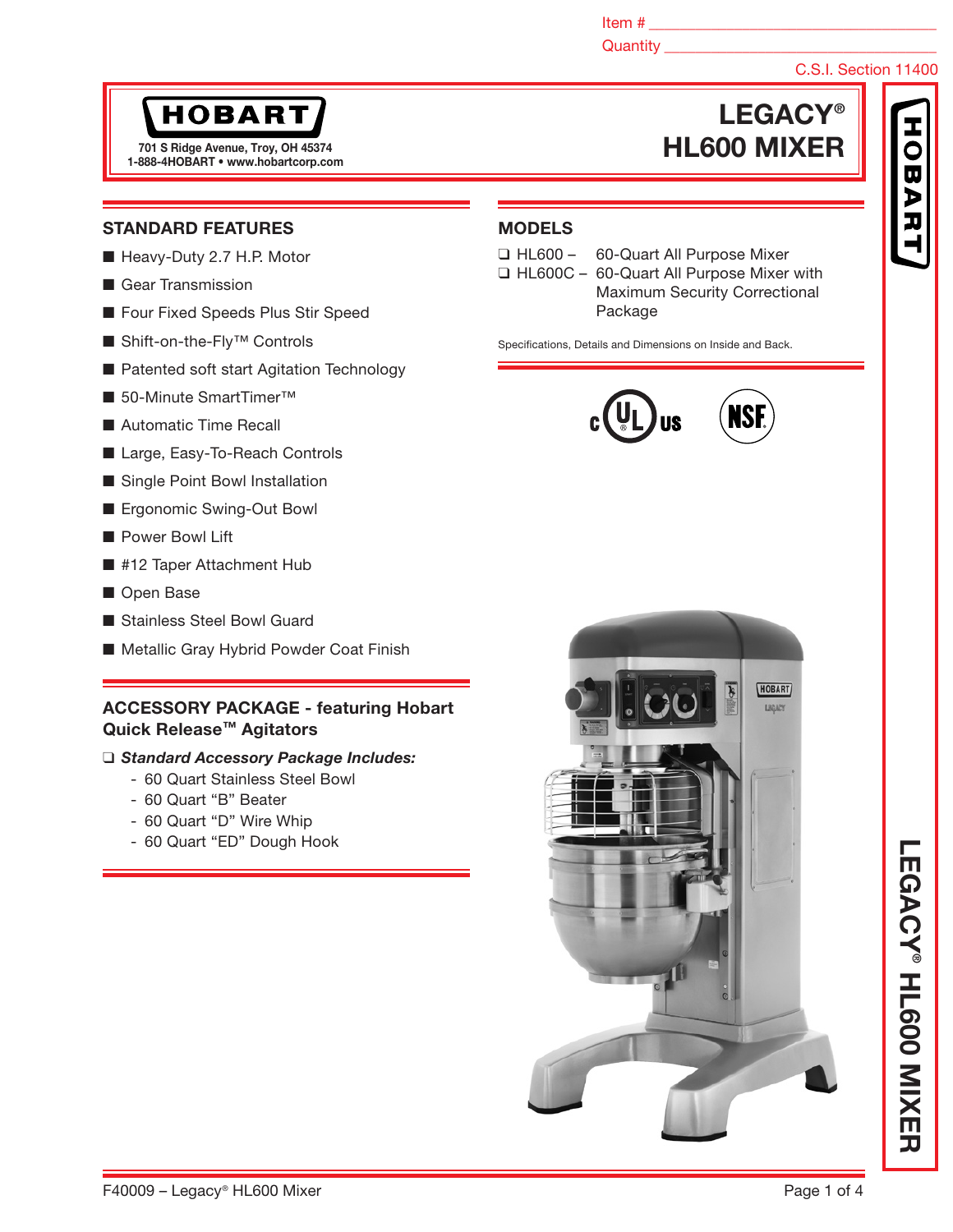Item # ___________________________________

Quantity _________________________________

C.S.I. Section 11400

**HOBART**

701 S Ridge Avenue, Troy, OH 45374
1-888-4HOBART • www.hobartcorp.com

# LEGACY® HL600 MIXER

## STANDARD FEATURES

- Heavy-Duty 2.7 H.P. Motor
- Gear Transmission
- Four Fixed Speeds Plus Stir Speed
- Shift-on-the-Fly™ Controls
- Patented soft start Agitation Technology
- 50-Minute SmartTimer™
- Automatic Time Recall
- Large, Easy-To-Reach Controls
- Single Point Bowl Installation
- Ergonomic Swing-Out Bowl
- Power Bowl Lift
- #12 Taper Attachment Hub
- Open Base
- Stainless Steel Bowl Guard
- Metallic Gray Hybrid Powder Coat Finish

## ACCESSORY PACKAGE - featuring Hobart Quick Release™ Agitators

❑ ***Standard Accessory Package Includes:***

- 60 Quart Stainless Steel Bowl
- 60 Quart "B" Beater
- 60 Quart "D" Wire Whip
- 60 Quart "ED" Dough Hook

## MODELS

❑ HL600 – 60-Quart All Purpose Mixer

❑ HL600C – 60-Quart All Purpose Mixer with Maximum Security Correctional Package

Specifications, Details and Dimensions on Inside and Back.

F40009 – Legacy® HL600 Mixer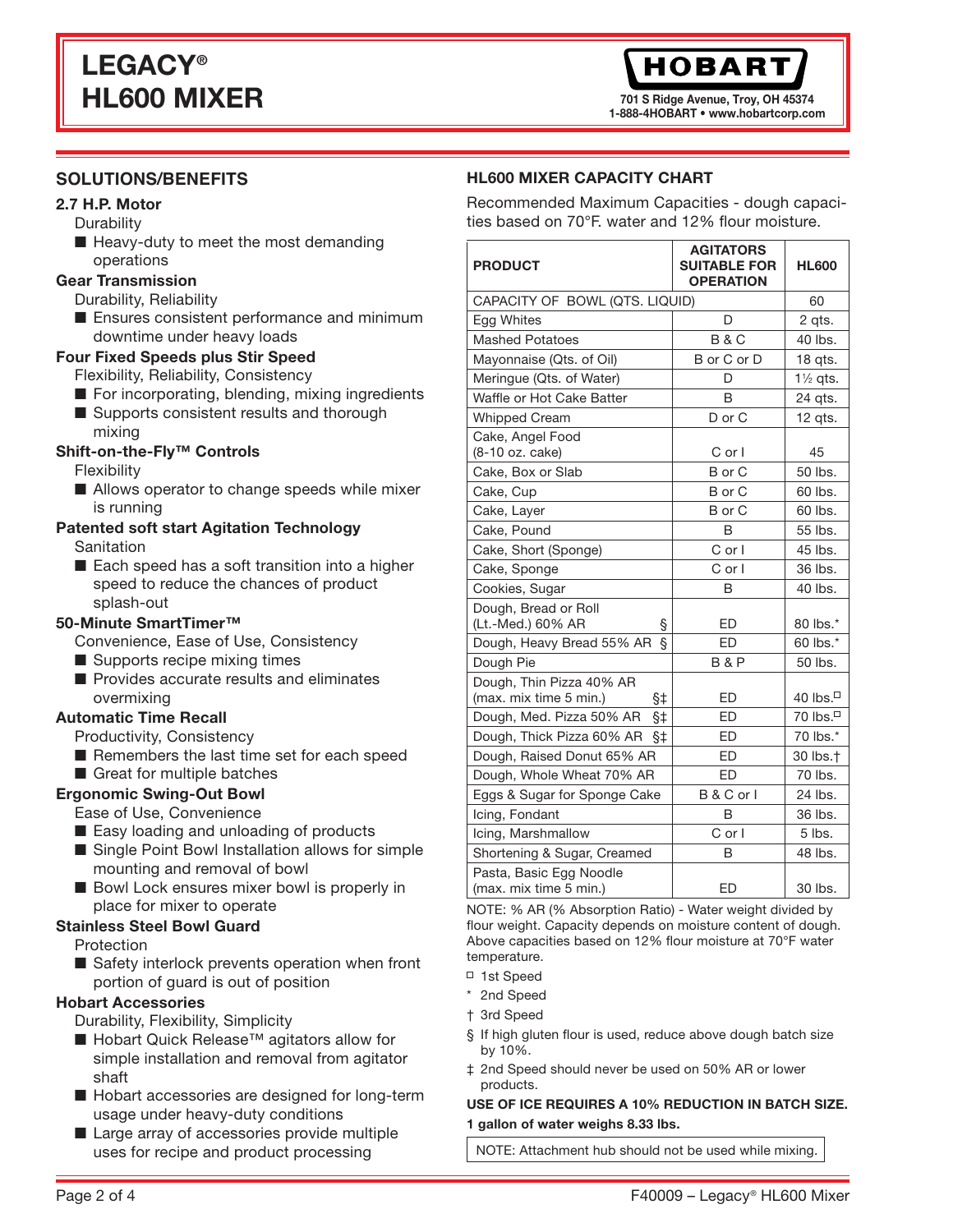# LEGACY® HL600 MIXER

**HOBART**

701 S Ridge Avenue, Troy, OH 45374
1-888-4HOBART • www.hobartcorp.com

## SOLUTIONS/BENEFITS

### 2.7 H.P. Motor

Durability

- Heavy-duty to meet the most demanding operations

### Gear Transmission

Durability, Reliability

- Ensures consistent performance and minimum downtime under heavy loads

### Four Fixed Speeds plus Stir Speed

Flexibility, Reliability, Consistency

- For incorporating, blending, mixing ingredients
- Supports consistent results and thorough mixing

### Shift-on-the-Fly™ Controls

Flexibility

- Allows operator to change speeds while mixer is running

### Patented soft start Agitation Technology

Sanitation

- Each speed has a soft transition into a higher speed to reduce the chances of product splash-out

### 50-Minute SmartTimer™

Convenience, Ease of Use, Consistency

- Supports recipe mixing times
- Provides accurate results and eliminates overmixing

### Automatic Time Recall

Productivity, Consistency

- Remembers the last time set for each speed
- Great for multiple batches

### Ergonomic Swing-Out Bowl

Ease of Use, Convenience

- Easy loading and unloading of products
- Single Point Bowl Installation allows for simple mounting and removal of bowl
- Bowl Lock ensures mixer bowl is properly in place for mixer to operate

### Stainless Steel Bowl Guard

Protection

- Safety interlock prevents operation when front portion of guard is out of position

### Hobart Accessories

Durability, Flexibility, Simplicity

- Hobart Quick Release™ agitators allow for simple installation and removal from agitator shaft
- Hobart accessories are designed for long-term usage under heavy-duty conditions
- Large array of accessories provide multiple uses for recipe and product processing

## HL600 MIXER CAPACITY CHART

Recommended Maximum Capacities - dough capacities based on 70°F. water and 12% flour moisture.

| PRODUCT | AGITATORS SUITABLE FOR OPERATION | HL600 |
|---|---|---|
| CAPACITY OF BOWL (QTS. LIQUID) | | 60 |
| Egg Whites | D | 2 qts. |
| Mashed Potatoes | B & C | 40 lbs. |
| Mayonnaise (Qts. of Oil) | B or C or D | 18 qts. |
| Meringue (Qts. of Water) | D | 1½ qts. |
| Waffle or Hot Cake Batter | B | 24 qts. |
| Whipped Cream | D or C | 12 qts. |
| Cake, Angel Food (8-10 oz. cake) | C or I | 45 |
| Cake, Box or Slab | B or C | 50 lbs. |
| Cake, Cup | B or C | 60 lbs. |
| Cake, Layer | B or C | 60 lbs. |
| Cake, Pound | B | 55 lbs. |
| Cake, Short (Sponge) | C or I | 45 lbs. |
| Cake, Sponge | C or I | 36 lbs. |
| Cookies, Sugar | B | 40 lbs. |
| Dough, Bread or Roll (Lt.-Med.) 60% AR § | ED | 80 lbs.* |
| Dough, Heavy Bread 55% AR § | ED | 60 lbs.* |
| Dough Pie | B & P | 50 lbs. |
| Dough, Thin Pizza 40% AR (max. mix time 5 min.) §‡ | ED | 40 lbs.□ |
| Dough, Med. Pizza 50% AR §‡ | ED | 70 lbs.□ |
| Dough, Thick Pizza 60% AR §‡ | ED | 70 lbs.* |
| Dough, Raised Donut 65% AR | ED | 30 lbs.† |
| Dough, Whole Wheat 70% AR | ED | 70 lbs. |
| Eggs & Sugar for Sponge Cake | B & C or I | 24 lbs. |
| Icing, Fondant | B | 36 lbs. |
| Icing, Marshmallow | C or I | 5 lbs. |
| Shortening & Sugar, Creamed | B | 48 lbs. |
| Pasta, Basic Egg Noodle (max. mix time 5 min.) | ED | 30 lbs. |

NOTE: % AR (% Absorption Ratio) - Water weight divided by flour weight. Capacity depends on moisture content of dough. Above capacities based on 12% flour moisture at 70°F water temperature.

- □ 1st Speed
- * 2nd Speed
- † 3rd Speed
- § If high gluten flour is used, reduce above dough batch size by 10%.
- ‡ 2nd Speed should never be used on 50% AR or lower products.

**USE OF ICE REQUIRES A 10% REDUCTION IN BATCH SIZE.**

**1 gallon of water weighs 8.33 lbs.**

NOTE: Attachment hub should not be used while mixing.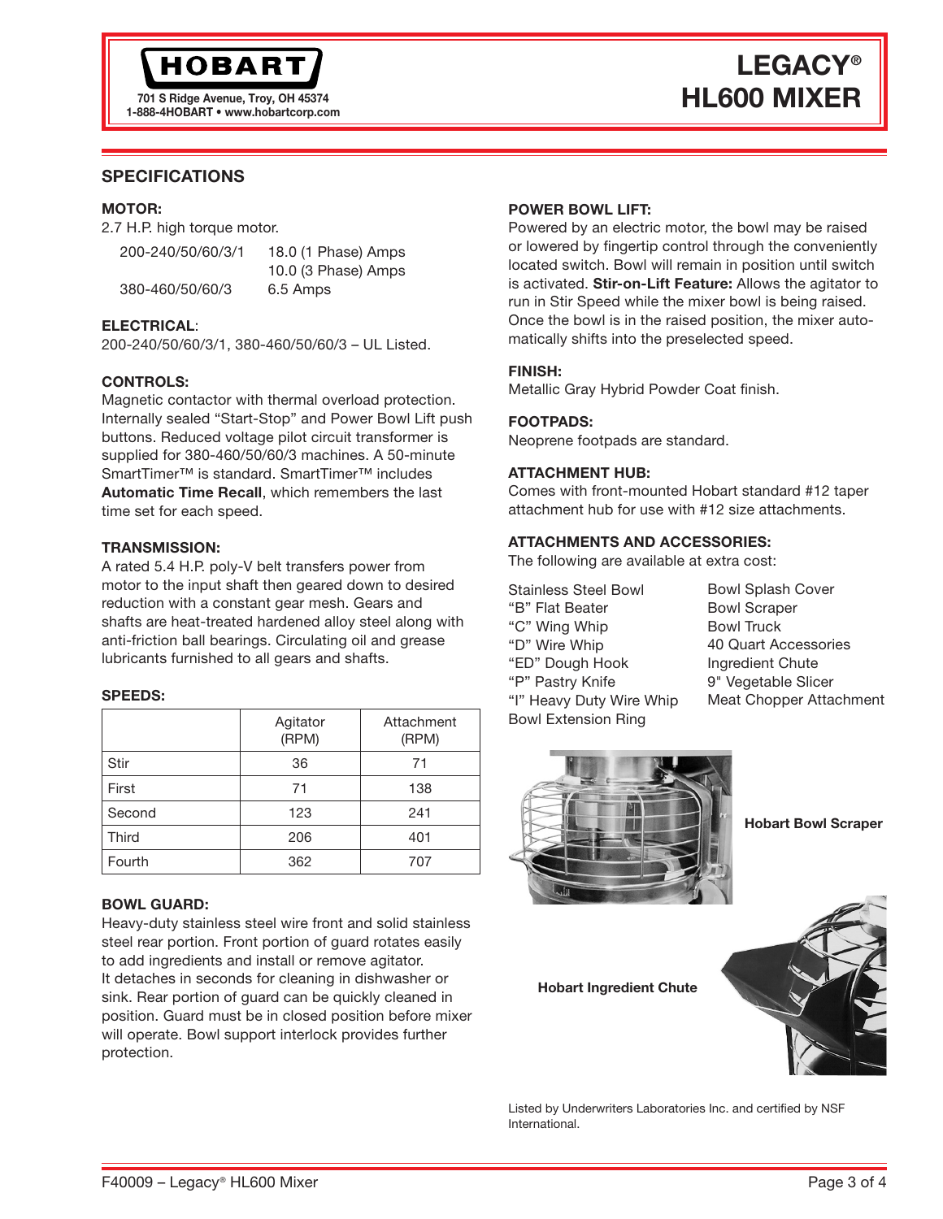# HOBART

701 S Ridge Avenue, Troy, OH 45374
1-888-4HOBART • www.hobartcorp.com

# LEGACY® HL600 MIXER

## SPECIFICATIONS

### MOTOR:

2.7 H.P. high torque motor.

| | |
|---|---|
| 200-240/50/60/3/1 | 18.0 (1 Phase) Amps |
| | 10.0 (3 Phase) Amps |
| 380-460/50/60/3 | 6.5 Amps |

### ELECTRICAL:

200-240/50/60/3/1, 380-460/50/60/3 – UL Listed.

### CONTROLS:

Magnetic contactor with thermal overload protection. Internally sealed "Start-Stop" and Power Bowl Lift push buttons. Reduced voltage pilot circuit transformer is supplied for 380-460/50/60/3 machines. A 50-minute SmartTimer™ is standard. SmartTimer™ includes **Automatic Time Recall**, which remembers the last time set for each speed.

### TRANSMISSION:

A rated 5.4 H.P. poly-V belt transfers power from motor to the input shaft then geared down to desired reduction with a constant gear mesh. Gears and shafts are heat-treated hardened alloy steel along with anti-friction ball bearings. Circulating oil and grease lubricants furnished to all gears and shafts.

### SPEEDS:

| | Agitator (RPM) | Attachment (RPM) |
|---|---|---|
| Stir | 36 | 71 |
| First | 71 | 138 |
| Second | 123 | 241 |
| Third | 206 | 401 |
| Fourth | 362 | 707 |

### BOWL GUARD:

Heavy-duty stainless steel wire front and solid stainless steel rear portion. Front portion of guard rotates easily to add ingredients and install or remove agitator. It detaches in seconds for cleaning in dishwasher or sink. Rear portion of guard can be quickly cleaned in position. Guard must be in closed position before mixer will operate. Bowl support interlock provides further protection.

### POWER BOWL LIFT:

Powered by an electric motor, the bowl may be raised or lowered by fingertip control through the conveniently located switch. Bowl will remain in position until switch is activated. **Stir-on-Lift Feature:** Allows the agitator to run in Stir Speed while the mixer bowl is being raised. Once the bowl is in the raised position, the mixer automatically shifts into the preselected speed.

### FINISH:

Metallic Gray Hybrid Powder Coat finish.

### FOOTPADS:

Neoprene footpads are standard.

### ATTACHMENT HUB:

Comes with front-mounted Hobart standard #12 taper attachment hub for use with #12 size attachments.

### ATTACHMENTS AND ACCESSORIES:

The following are available at extra cost:

- Stainless Steel Bowl
- "B" Flat Beater
- "C" Wing Whip
- "D" Wire Whip
- "ED" Dough Hook
- "P" Pastry Knife
- "I" Heavy Duty Wire Whip
- Bowl Extension Ring
- Bowl Splash Cover
- Bowl Scraper
- Bowl Truck
- 40 Quart Accessories
- Ingredient Chute
- 9" Vegetable Slicer
- Meat Chopper Attachment

**Hobart Bowl Scraper**

**Hobart Ingredient Chute**

Listed by Underwriters Laboratories Inc. and certified by NSF International.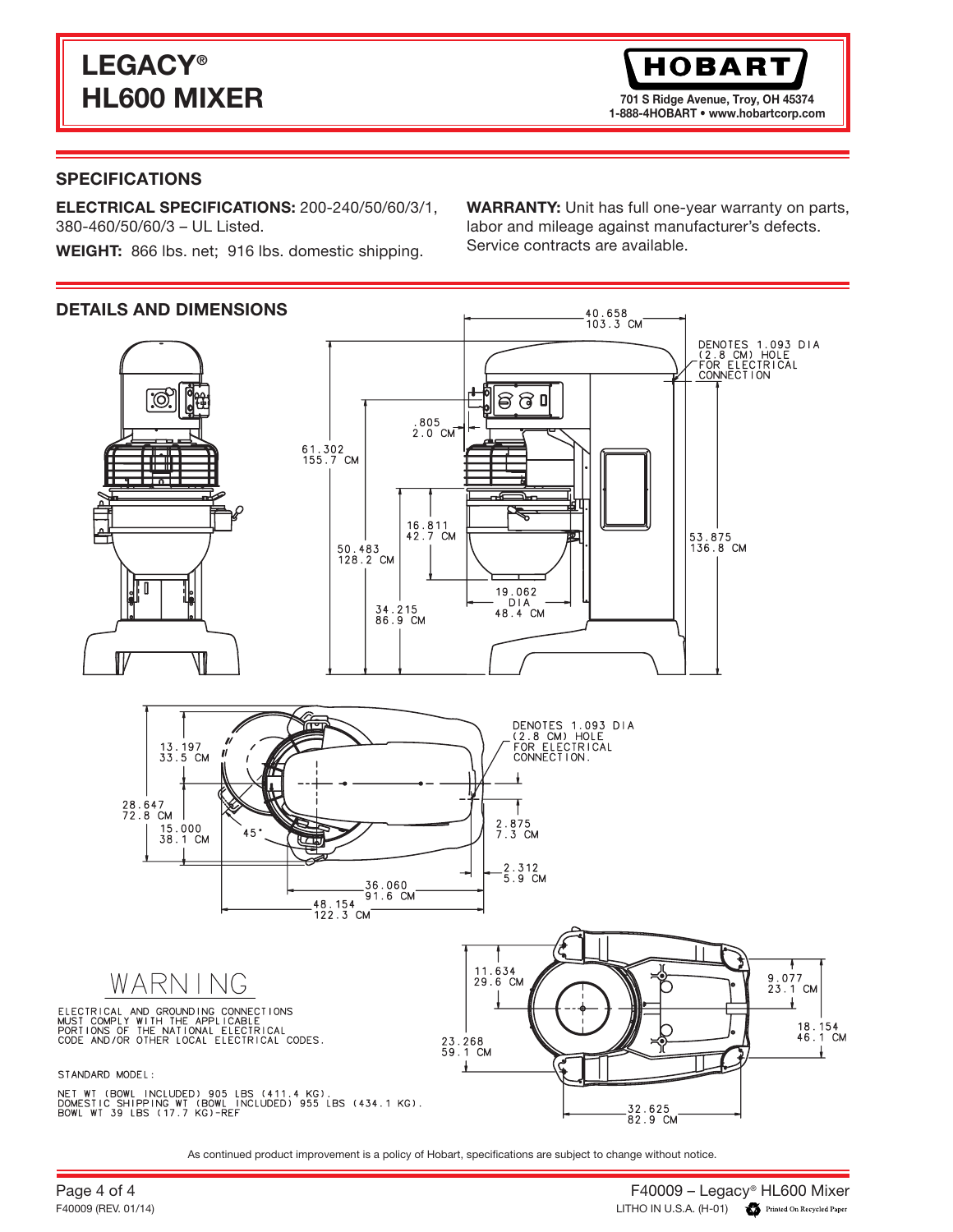# LEGACY® HL600 MIXER

**HOBART**
701 S Ridge Avenue, Troy, OH 45374
1-888-4HOBART • www.hobartcorp.com

## SPECIFICATIONS

**ELECTRICAL SPECIFICATIONS:** 200-240/50/60/3/1, 380-460/50/60/3 – UL Listed.

**WEIGHT:** 866 lbs. net; 916 lbs. domestic shipping.

**WARRANTY:** Unit has full one-year warranty on parts, labor and mileage against manufacturer's defects. Service contracts are available.

## DETAILS AND DIMENSIONS

40.658
103.3 CM

DENOTES 1.093 DIA (2.8 CM) HOLE FOR ELECTRICAL CONNECTION

.805
2.0 CM

61.302
155.7 CM

16.811
42.7 CM

50.483
128.2 CM

53.875
136.8 CM

19.062
DIA
48.4 CM

34.215
86.9 CM

13.197
33.5 CM

DENOTES 1.093 DIA (2.8 CM) HOLE FOR ELECTRICAL CONNECTION.

28.647
72.8 CM

15.000
38.1 CM

45°

2.875
7.3 CM

2.312
5.9 CM

36.060
91.6 CM

48.154
122.3 CM

11.634
29.6 CM

9.077
23.1 CM

18.154
46.1 CM

23.268
59.1 CM

32.625
82.9 CM

WARNING

ELECTRICAL AND GROUNDING CONNECTIONS MUST COMPLY WITH THE APPLICABLE PORTIONS OF THE NATIONAL ELECTRICAL CODE AND/OR OTHER LOCAL ELECTRICAL CODES.

STANDARD MODEL:

NET WT (BOWL INCLUDED) 905 LBS (411.4 KG).
DOMESTIC SHIPPING WT (BOWL INCLUDED) 955 LBS (434.1 KG).
BOWL WT 39 LBS (17.7 KG)-REF

As continued product improvement is a policy of Hobart, specifications are subject to change without notice.

F40009 – Legacy® HL600 Mixer

F40009 (REV. 01/14)

LITHO IN U.S.A. (H-01) Printed On Recycled Paper